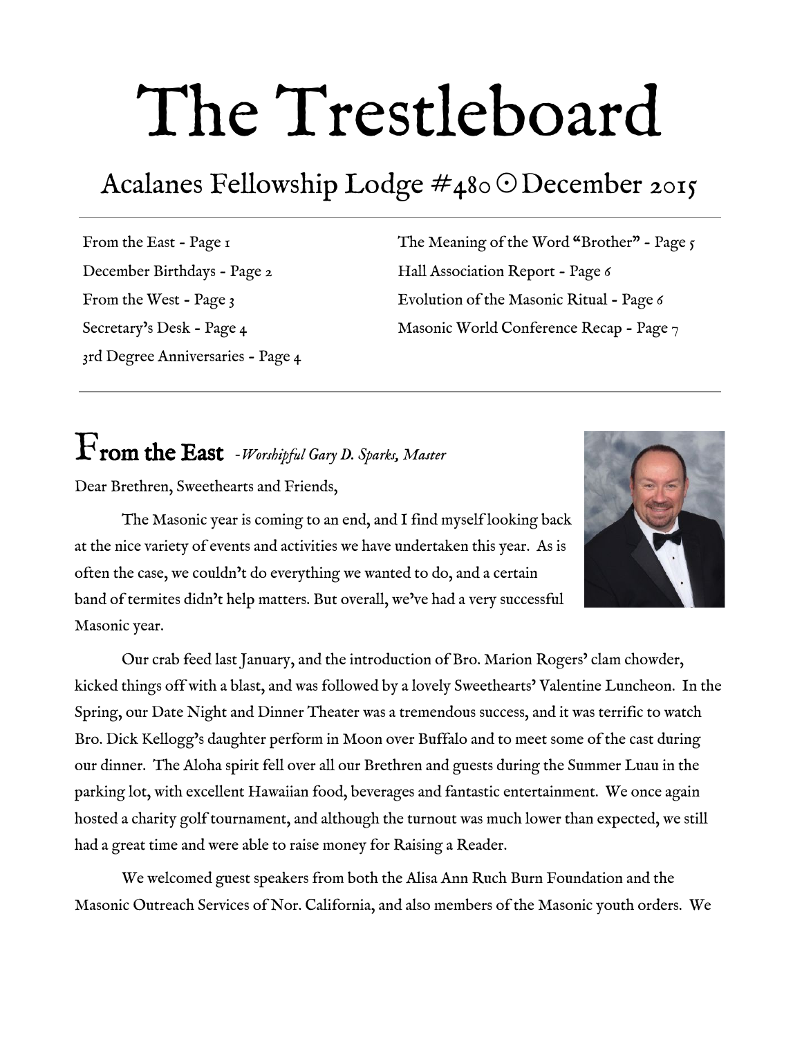# The Trestleboard

## Acalanes Fellowship Lodge #480 ⊙ December 2015

From the East - Page 1
December Birthdays - Page 2
From the West - Page 3
Secretary's Desk - Page 4
3rd Degree Anniversaries - Page 4
The Meaning of the Word "Brother" - Page 5
Hall Association Report - Page 6
Evolution of the Masonic Ritual - Page 6
Masonic World Conference Recap - Page 7

---

## From the East *-Worshipful Gary D. Sparks, Master*

Dear Brethren, Sweethearts and Friends,

The Masonic year is coming to an end, and I find myself looking back at the nice variety of events and activities we have undertaken this year. As is often the case, we couldn't do everything we wanted to do, and a certain band of termites didn't help matters. But overall, we've had a very successful Masonic year.

Our crab feed last January, and the introduction of Bro. Marion Rogers' clam chowder, kicked things off with a blast, and was followed by a lovely Sweethearts' Valentine Luncheon. In the Spring, our Date Night and Dinner Theater was a tremendous success, and it was terrific to watch Bro. Dick Kellogg's daughter perform in Moon over Buffalo and to meet some of the cast during our dinner. The Aloha spirit fell over all our Brethren and guests during the Summer Luau in the parking lot, with excellent Hawaiian food, beverages and fantastic entertainment. We once again hosted a charity golf tournament, and although the turnout was much lower than expected, we still had a great time and were able to raise money for Raising a Reader.

We welcomed guest speakers from both the Alisa Ann Ruch Burn Foundation and the Masonic Outreach Services of Nor. California, and also members of the Masonic youth orders. We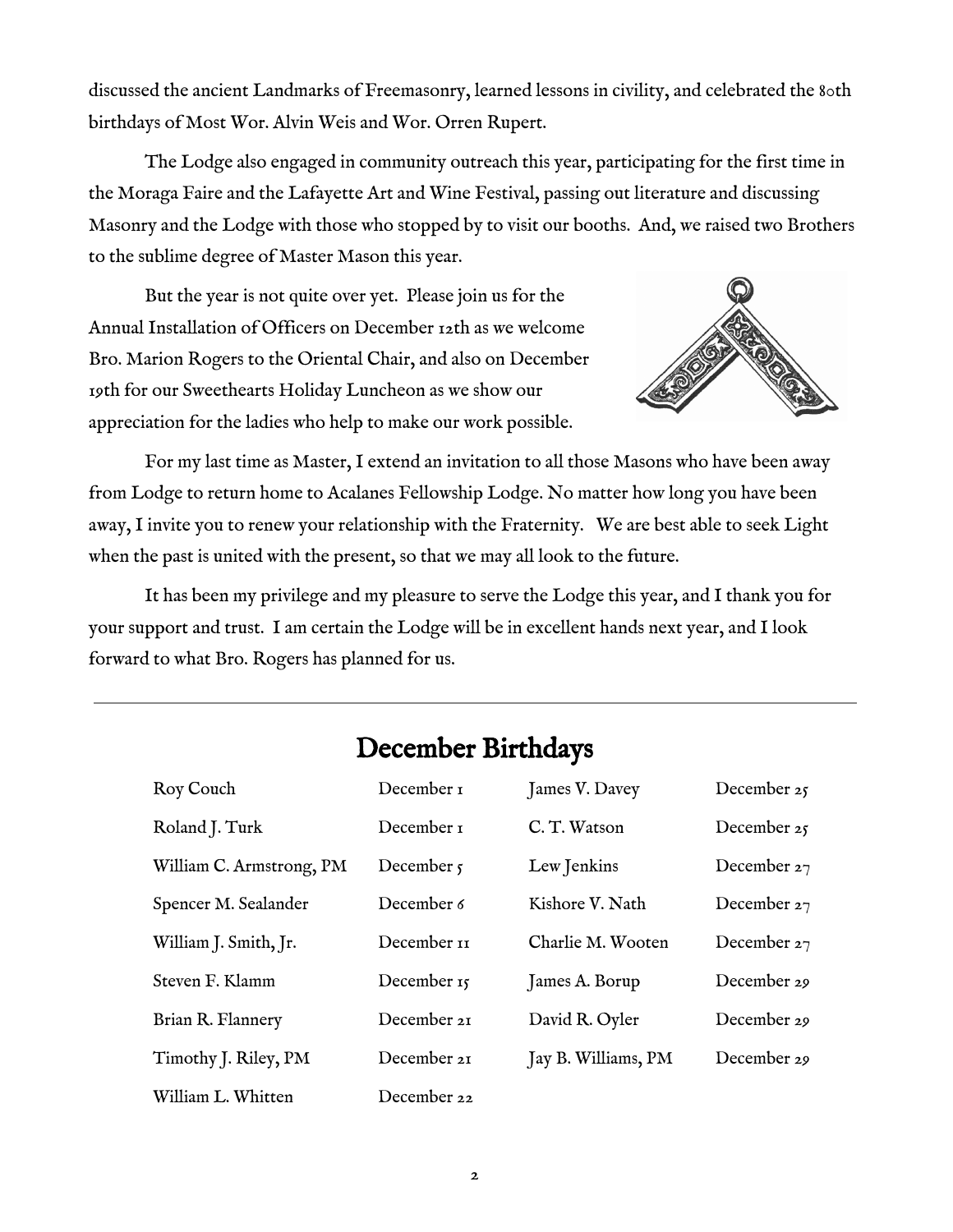discussed the ancient Landmarks of Freemasonry, learned lessons in civility, and celebrated the 80th birthdays of Most Wor. Alvin Weis and Wor. Orren Rupert.

The Lodge also engaged in community outreach this year, participating for the first time in the Moraga Faire and the Lafayette Art and Wine Festival, passing out literature and discussing Masonry and the Lodge with those who stopped by to visit our booths. And, we raised two Brothers to the sublime degree of Master Mason this year.

But the year is not quite over yet. Please join us for the Annual Installation of Officers on December 12th as we welcome Bro. Marion Rogers to the Oriental Chair, and also on December 19th for our Sweethearts Holiday Luncheon as we show our appreciation for the ladies who help to make our work possible.

For my last time as Master, I extend an invitation to all those Masons who have been away from Lodge to return home to Acalanes Fellowship Lodge. No matter how long you have been away, I invite you to renew your relationship with the Fraternity. We are best able to seek Light when the past is united with the present, so that we may all look to the future.

It has been my privilege and my pleasure to serve the Lodge this year, and I thank you for your support and trust. I am certain the Lodge will be in excellent hands next year, and I look forward to what Bro. Rogers has planned for us.

---

## December Birthdays

| Name | Date | Name | Date |
|---|---|---|---|
| Roy Couch | December 1 | James V. Davey | December 25 |
| Roland J. Turk | December 1 | C. T. Watson | December 25 |
| William C. Armstrong, PM | December 5 | Lew Jenkins | December 27 |
| Spencer M. Sealander | December 6 | Kishore V. Nath | December 27 |
| William J. Smith, Jr. | December 11 | Charlie M. Wooten | December 27 |
| Steven F. Klamm | December 15 | James A. Borup | December 29 |
| Brian R. Flannery | December 21 | David R. Oyler | December 29 |
| Timothy J. Riley, PM | December 21 | Jay B. Williams, PM | December 29 |
| William L. Whitten | December 22 | | |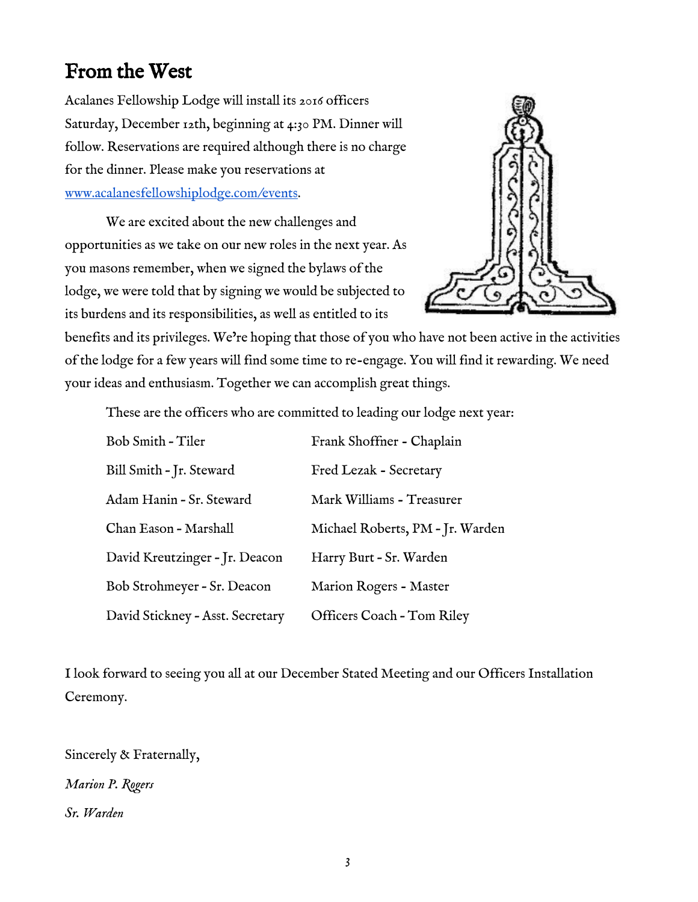## From the West

Acalanes Fellowship Lodge will install its 2016 officers Saturday, December 12th, beginning at 4:30 PM. Dinner will follow. Reservations are required although there is no charge for the dinner. Please make you reservations at [www.acalanesfellowshiplodge.com/events](www.acalanesfellowshiplodge.com/events).

We are excited about the new challenges and opportunities as we take on our new roles in the next year. As you masons remember, when we signed the bylaws of the lodge, we were told that by signing we would be subjected to its burdens and its responsibilities, as well as entitled to its benefits and its privileges. We're hoping that those of you who have not been active in the activities of the lodge for a few years will find some time to re-engage. You will find it rewarding. We need your ideas and enthusiasm. Together we can accomplish great things.

These are the officers who are committed to leading our lodge next year:

| | |
|---|---|
| Bob Smith - Tiler | Frank Shoffner - Chaplain |
| Bill Smith - Jr. Steward | Fred Lezak - Secretary |
| Adam Hanin - Sr. Steward | Mark Williams - Treasurer |
| Chan Eason - Marshall | Michael Roberts, PM - Jr. Warden |
| David Kreutzinger - Jr. Deacon | Harry Burt - Sr. Warden |
| Bob Strohmeyer - Sr. Deacon | Marion Rogers - Master |
| David Stickney - Asst. Secretary | Officers Coach - Tom Riley |

I look forward to seeing you all at our December Stated Meeting and our Officers Installation Ceremony.

Sincerely & Fraternally,

*Marion P. Rogers*

*Sr. Warden*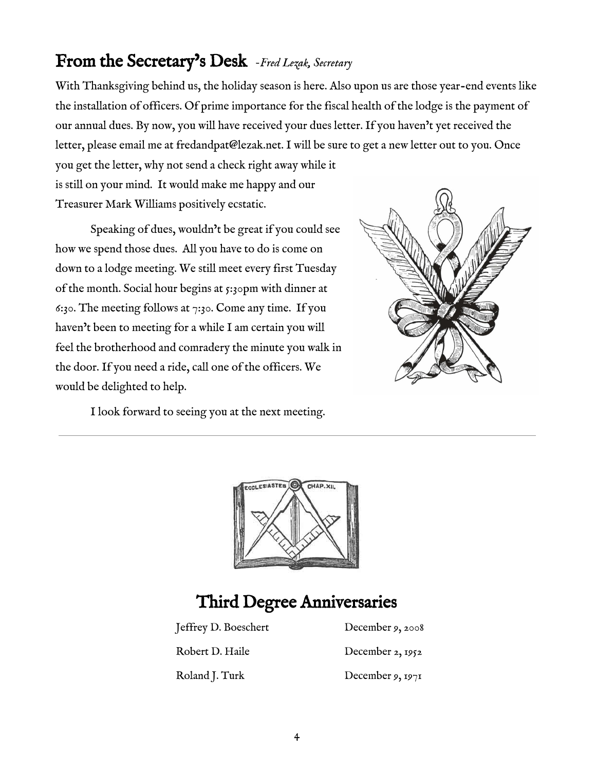## From the Secretary's Desk *-Fred Lezak, Secretary*

With Thanksgiving behind us, the holiday season is here. Also upon us are those year-end events like the installation of officers. Of prime importance for the fiscal health of the lodge is the payment of our annual dues. By now, you will have received your dues letter. If you haven't yet received the letter, please email me at fredandpat@lezak.net. I will be sure to get a new letter out to you. Once you get the letter, why not send a check right away while it is still on your mind. It would make me happy and our Treasurer Mark Williams positively ecstatic.

Speaking of dues, wouldn't be great if you could see how we spend those dues. All you have to do is come on down to a lodge meeting. We still meet every first Tuesday of the month. Social hour begins at 5:30pm with dinner at 6:30. The meeting follows at 7:30. Come any time. If you haven't been to meeting for a while I am certain you will feel the brotherhood and comradery the minute you walk in the door. If you need a ride, call one of the officers. We would be delighted to help.

I look forward to seeing you at the next meeting.

---

## Third Degree Anniversaries

| | |
|---|---|
| Jeffrey D. Boeschert | December 9, 2008 |
| Robert D. Haile | December 2, 1952 |
| Roland J. Turk | December 9, 1971 |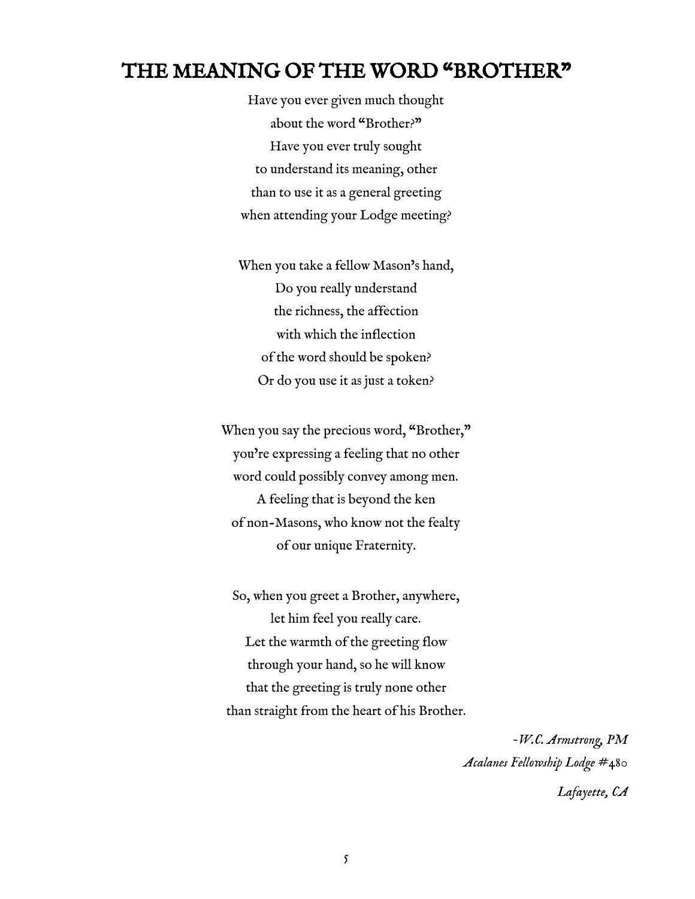# THE MEANING OF THE WORD "BROTHER"

Have you ever given much thought
about the word "Brother?"
Have you ever truly sought
to understand its meaning, other
than to use it as a general greeting
when attending your Lodge meeting?

When you take a fellow Mason's hand,
Do you really understand
the richness, the affection
with which the inflection
of the word should be spoken?
Or do you use it as just a token?

When you say the precious word, "Brother,"
you're expressing a feeling that no other
word could possibly convey among men.
A feeling that is beyond the ken
of non-Masons, who know not the fealty
of our unique Fraternity.

So, when you greet a Brother, anywhere,
let him feel you really care.
Let the warmth of the greeting flow
through your hand, so he will know
that the greeting is truly none other
than straight from the heart of his Brother.

*-W.C. Armstrong, PM*
*Acalanes Fellowship Lodge #480*
*Lafayette, CA*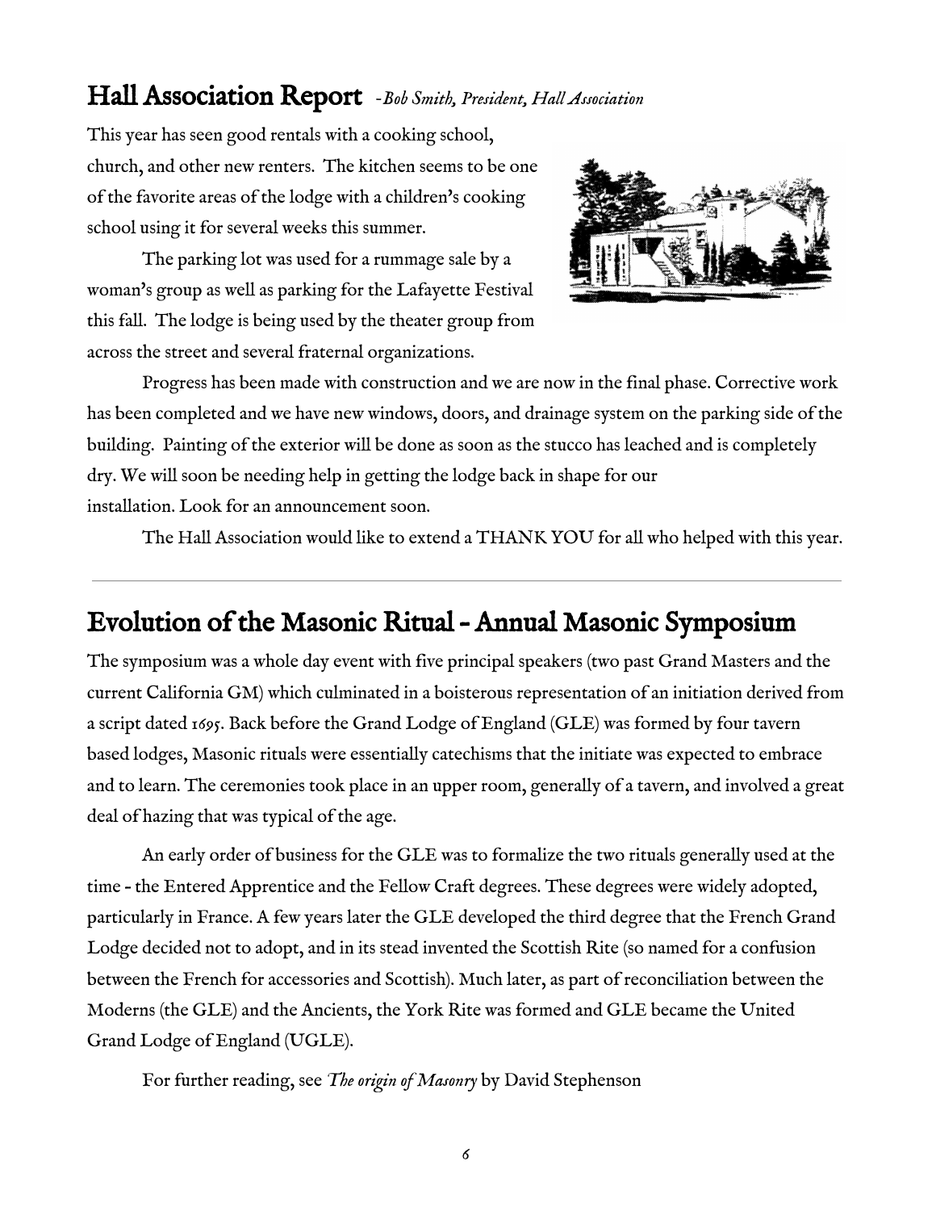## Hall Association Report *-Bob Smith, President, Hall Association*

This year has seen good rentals with a cooking school, church, and other new renters. The kitchen seems to be one of the favorite areas of the lodge with a children's cooking school using it for several weeks this summer.

The parking lot was used for a rummage sale by a woman's group as well as parking for the Lafayette Festival this fall. The lodge is being used by the theater group from across the street and several fraternal organizations.

Progress has been made with construction and we are now in the final phase. Corrective work has been completed and we have new windows, doors, and drainage system on the parking side of the building. Painting of the exterior will be done as soon as the stucco has leached and is completely dry. We will soon be needing help in getting the lodge back in shape for our installation. Look for an announcement soon.

The Hall Association would like to extend a THANK YOU for all who helped with this year.

---

## Evolution of the Masonic Ritual - Annual Masonic Symposium

The symposium was a whole day event with five principal speakers (two past Grand Masters and the current California GM) which culminated in a boisterous representation of an initiation derived from a script dated 1695. Back before the Grand Lodge of England (GLE) was formed by four tavern based lodges, Masonic rituals were essentially catechisms that the initiate was expected to embrace and to learn. The ceremonies took place in an upper room, generally of a tavern, and involved a great deal of hazing that was typical of the age.

An early order of business for the GLE was to formalize the two rituals generally used at the time - the Entered Apprentice and the Fellow Craft degrees. These degrees were widely adopted, particularly in France. A few years later the GLE developed the third degree that the French Grand Lodge decided not to adopt, and in its stead invented the Scottish Rite (so named for a confusion between the French for accessories and Scottish). Much later, as part of reconciliation between the Moderns (the GLE) and the Ancients, the York Rite was formed and GLE became the United Grand Lodge of England (UGLE).

For further reading, see *The origin of Masonry* by David Stephenson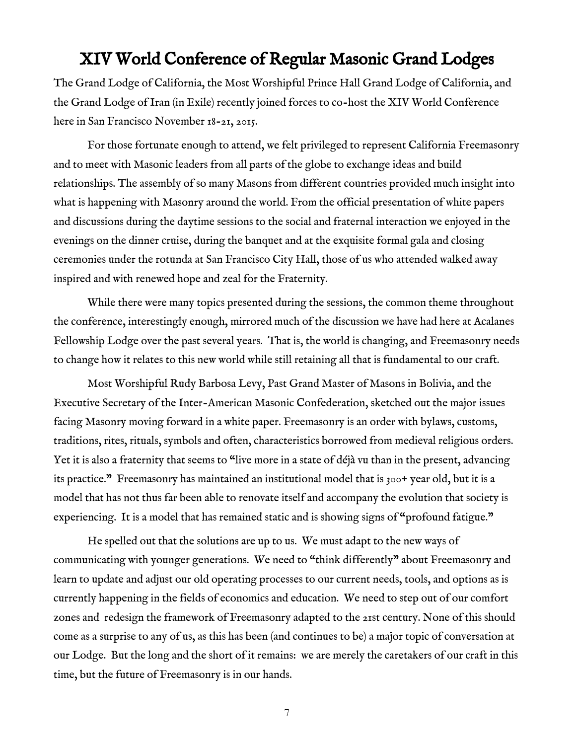# XIV World Conference of Regular Masonic Grand Lodges

The Grand Lodge of California, the Most Worshipful Prince Hall Grand Lodge of California, and the Grand Lodge of Iran (in Exile) recently joined forces to co-host the XIV World Conference here in San Francisco November 18-21, 2015.

For those fortunate enough to attend, we felt privileged to represent California Freemasonry and to meet with Masonic leaders from all parts of the globe to exchange ideas and build relationships. The assembly of so many Masons from different countries provided much insight into what is happening with Masonry around the world. From the official presentation of white papers and discussions during the daytime sessions to the social and fraternal interaction we enjoyed in the evenings on the dinner cruise, during the banquet and at the exquisite formal gala and closing ceremonies under the rotunda at San Francisco City Hall, those of us who attended walked away inspired and with renewed hope and zeal for the Fraternity.

While there were many topics presented during the sessions, the common theme throughout the conference, interestingly enough, mirrored much of the discussion we have had here at Acalanes Fellowship Lodge over the past several years. That is, the world is changing, and Freemasonry needs to change how it relates to this new world while still retaining all that is fundamental to our craft.

Most Worshipful Rudy Barbosa Levy, Past Grand Master of Masons in Bolivia, and the Executive Secretary of the Inter-American Masonic Confederation, sketched out the major issues facing Masonry moving forward in a white paper. Freemasonry is an order with bylaws, customs, traditions, rites, rituals, symbols and often, characteristics borrowed from medieval religious orders. Yet it is also a fraternity that seems to "live more in a state of déjà vu than in the present, advancing its practice." Freemasonry has maintained an institutional model that is 300+ year old, but it is a model that has not thus far been able to renovate itself and accompany the evolution that society is experiencing. It is a model that has remained static and is showing signs of "profound fatigue."

He spelled out that the solutions are up to us. We must adapt to the new ways of communicating with younger generations. We need to "think differently" about Freemasonry and learn to update and adjust our old operating processes to our current needs, tools, and options as is currently happening in the fields of economics and education. We need to step out of our comfort zones and redesign the framework of Freemasonry adapted to the 21st century. None of this should come as a surprise to any of us, as this has been (and continues to be) a major topic of conversation at our Lodge. But the long and the short of it remains: we are merely the caretakers of our craft in this time, but the future of Freemasonry is in our hands.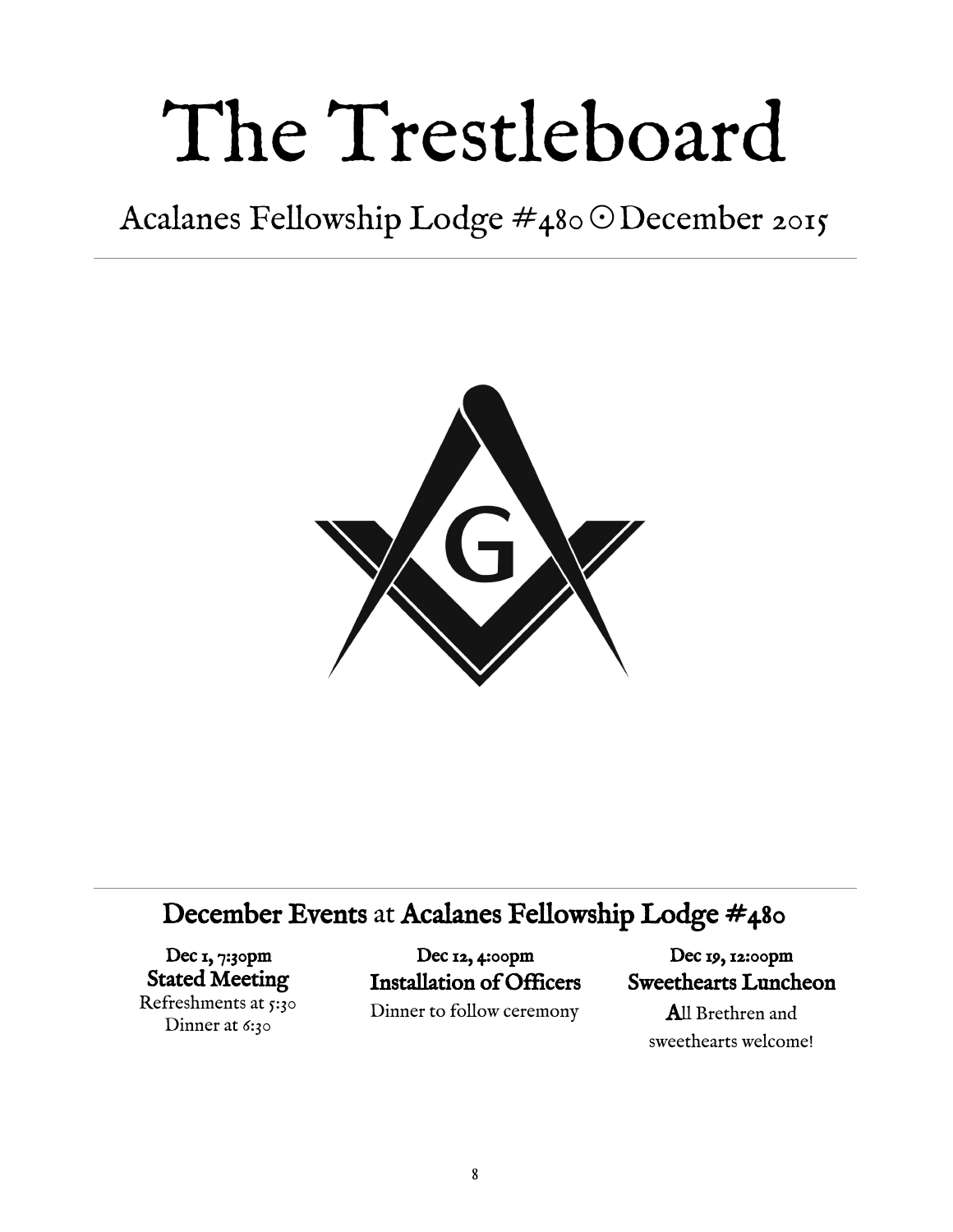# The Trestleboard

Acalanes Fellowship Lodge #480 ⊙ December 2015

## December Events at Acalanes Fellowship Lodge #480

**Dec 1, 7:30pm**
**Stated Meeting**
Refreshments at 5:30
Dinner at 6:30

**Dec 12, 4:00pm**
**Installation of Officers**
Dinner to follow ceremony

**Dec 19, 12:00pm**
**Sweethearts Luncheon**
All Brethren and sweethearts welcome!